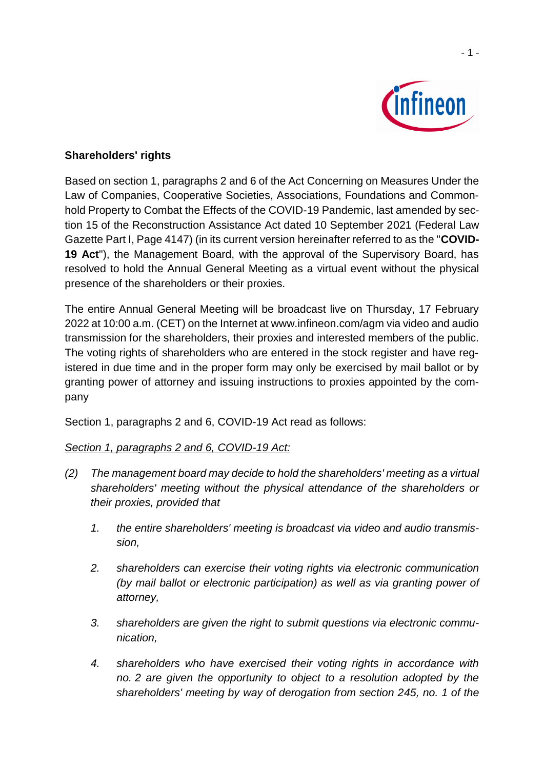## Shareholders' rights

Based on section 1, paragraphs 2 and 6 of the Act Concerning on Measures Under the Law of Companies, Cooperative Societies, Associations, Foundations and Commonhold Property to Combat the Effects of the COVID-19 Pandemic, last amended by section 15 of the Reconstruction Assistance Act dated 10 September 2021 (Federal Law Gazette Part I, Page 4147) (in its current version hereinafter referred to as the "**COVID-19 Act**"), the Management Board, with the approval of the Supervisory Board, has resolved to hold the Annual General Meeting as a virtual event without the physical presence of the shareholders or their proxies.

The entire Annual General Meeting will be broadcast live on Thursday, 17 February 2022 at 10:00 a.m. (CET) on the Internet at www.infineon.com/agm via video and audio transmission for the shareholders, their proxies and interested members of the public. The voting rights of shareholders who are entered in the stock register and have registered in due time and in the proper form may only be exercised by mail ballot or by granting power of attorney and issuing instructions to proxies appointed by the company

Section 1, paragraphs 2 and 6, COVID-19 Act read as follows:

*Section 1, paragraphs 2 and 6, COVID-19 Act:*

*(2) The management board may decide to hold the shareholders' meeting as a virtual shareholders' meeting without the physical attendance of the shareholders or their proxies, provided that*

*1. the entire shareholders' meeting is broadcast via video and audio transmission,*

*2. shareholders can exercise their voting rights via electronic communication (by mail ballot or electronic participation) as well as via granting power of attorney,*

*3. shareholders are given the right to submit questions via electronic communication,*

*4. shareholders who have exercised their voting rights in accordance with no. 2 are given the opportunity to object to a resolution adopted by the shareholders' meeting by way of derogation from section 245, no. 1 of the*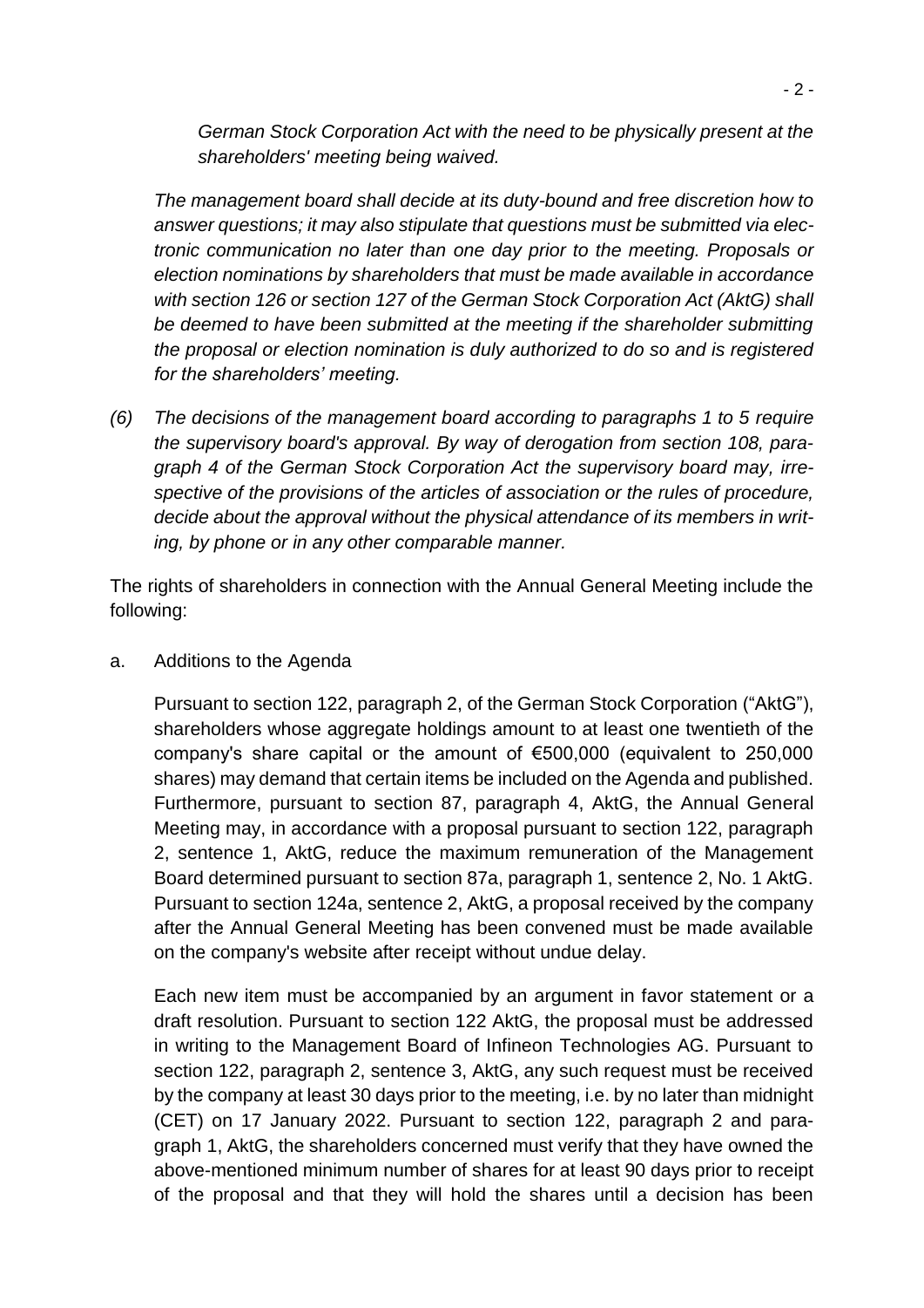*German Stock Corporation Act with the need to be physically present at the shareholders' meeting being waived.*

*The management board shall decide at its duty-bound and free discretion how to answer questions; it may also stipulate that questions must be submitted via electronic communication no later than one day prior to the meeting. Proposals or election nominations by shareholders that must be made available in accordance with section 126 or section 127 of the German Stock Corporation Act (AktG) shall be deemed to have been submitted at the meeting if the shareholder submitting the proposal or election nomination is duly authorized to do so and is registered for the shareholders' meeting.*

*(6) The decisions of the management board according to paragraphs 1 to 5 require the supervisory board's approval. By way of derogation from section 108, paragraph 4 of the German Stock Corporation Act the supervisory board may, irrespective of the provisions of the articles of association or the rules of procedure, decide about the approval without the physical attendance of its members in writing, by phone or in any other comparable manner.*

The rights of shareholders in connection with the Annual General Meeting include the following:

a. Additions to the Agenda

Pursuant to section 122, paragraph 2, of the German Stock Corporation ("AktG"), shareholders whose aggregate holdings amount to at least one twentieth of the company's share capital or the amount of €500,000 (equivalent to 250,000 shares) may demand that certain items be included on the Agenda and published. Furthermore, pursuant to section 87, paragraph 4, AktG, the Annual General Meeting may, in accordance with a proposal pursuant to section 122, paragraph 2, sentence 1, AktG, reduce the maximum remuneration of the Management Board determined pursuant to section 87a, paragraph 1, sentence 2, No. 1 AktG. Pursuant to section 124a, sentence 2, AktG, a proposal received by the company after the Annual General Meeting has been convened must be made available on the company's website after receipt without undue delay.

Each new item must be accompanied by an argument in favor statement or a draft resolution. Pursuant to section 122 AktG, the proposal must be addressed in writing to the Management Board of Infineon Technologies AG. Pursuant to section 122, paragraph 2, sentence 3, AktG, any such request must be received by the company at least 30 days prior to the meeting, i.e. by no later than midnight (CET) on 17 January 2022. Pursuant to section 122, paragraph 2 and paragraph 1, AktG, the shareholders concerned must verify that they have owned the above-mentioned minimum number of shares for at least 90 days prior to receipt of the proposal and that they will hold the shares until a decision has been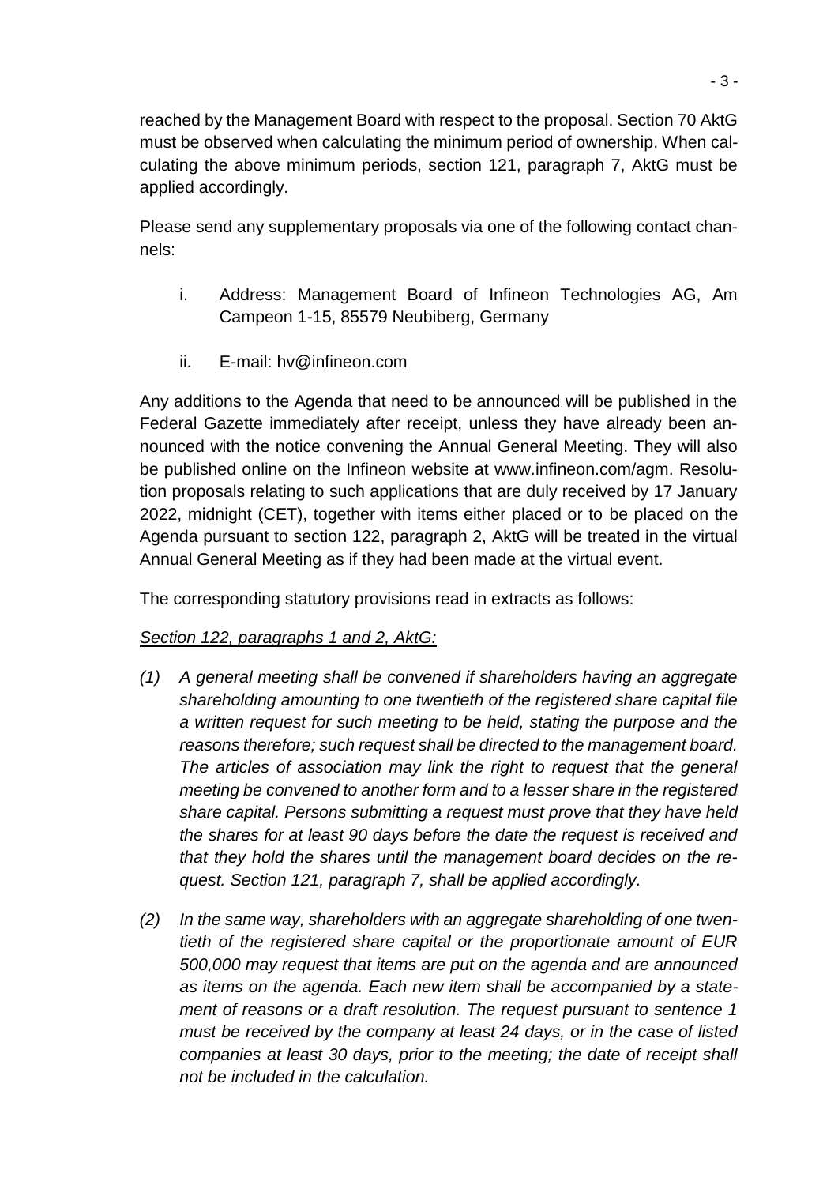reached by the Management Board with respect to the proposal. Section 70 AktG must be observed when calculating the minimum period of ownership. When calculating the above minimum periods, section 121, paragraph 7, AktG must be applied accordingly.

Please send any supplementary proposals via one of the following contact channels:

i. Address: Management Board of Infineon Technologies AG, Am Campeon 1-15, 85579 Neubiberg, Germany

ii. E-mail: hv@infineon.com

Any additions to the Agenda that need to be announced will be published in the Federal Gazette immediately after receipt, unless they have already been announced with the notice convening the Annual General Meeting. They will also be published online on the Infineon website at www.infineon.com/agm. Resolution proposals relating to such applications that are duly received by 17 January 2022, midnight (CET), together with items either placed or to be placed on the Agenda pursuant to section 122, paragraph 2, AktG will be treated in the virtual Annual General Meeting as if they had been made at the virtual event.

The corresponding statutory provisions read in extracts as follows:

*Section 122, paragraphs 1 and 2, AktG:*

*(1) A general meeting shall be convened if shareholders having an aggregate shareholding amounting to one twentieth of the registered share capital file a written request for such meeting to be held, stating the purpose and the reasons therefore; such request shall be directed to the management board. The articles of association may link the right to request that the general meeting be convened to another form and to a lesser share in the registered share capital. Persons submitting a request must prove that they have held the shares for at least 90 days before the date the request is received and that they hold the shares until the management board decides on the request. Section 121, paragraph 7, shall be applied accordingly.*

*(2) In the same way, shareholders with an aggregate shareholding of one twentieth of the registered share capital or the proportionate amount of EUR 500,000 may request that items are put on the agenda and are announced as items on the agenda. Each new item shall be accompanied by a statement of reasons or a draft resolution. The request pursuant to sentence 1 must be received by the company at least 24 days, or in the case of listed companies at least 30 days, prior to the meeting; the date of receipt shall not be included in the calculation.*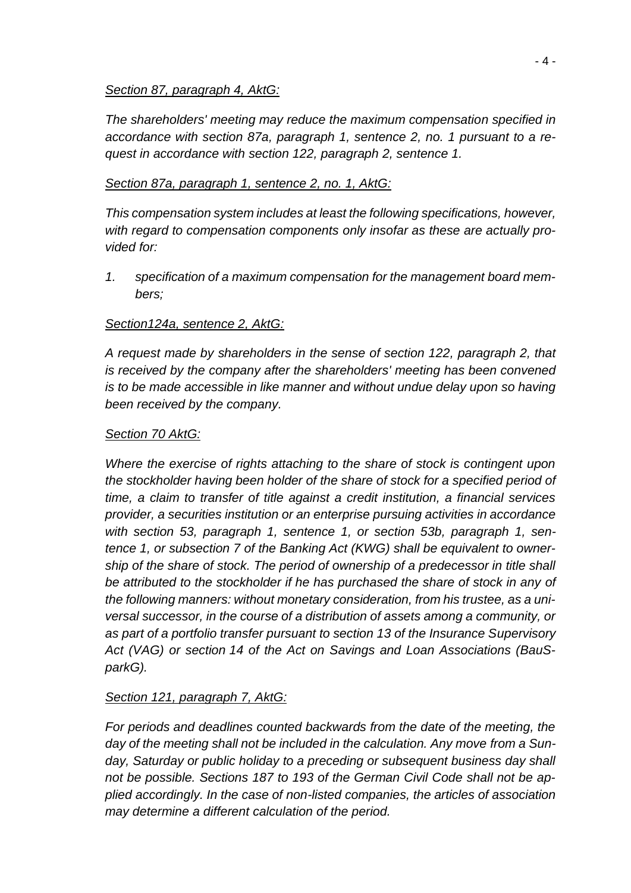_Section 87, paragraph 4, AktG:_

_The shareholders' meeting may reduce the maximum compensation specified in accordance with section 87a, paragraph 1, sentence 2, no. 1 pursuant to a request in accordance with section 122, paragraph 2, sentence 1._

_Section 87a, paragraph 1, sentence 2, no. 1, AktG:_

_This compensation system includes at least the following specifications, however, with regard to compensation components only insofar as these are actually provided for:_

1. _specification of a maximum compensation for the management board members;_

_Section124a, sentence 2, AktG:_

_A request made by shareholders in the sense of section 122, paragraph 2, that is received by the company after the shareholders' meeting has been convened is to be made accessible in like manner and without undue delay upon so having been received by the company._

_Section 70 AktG:_

_Where the exercise of rights attaching to the share of stock is contingent upon the stockholder having been holder of the share of stock for a specified period of time, a claim to transfer of title against a credit institution, a financial services provider, a securities institution or an enterprise pursuing activities in accordance with section 53, paragraph 1, sentence 1, or section 53b, paragraph 1, sentence 1, or subsection 7 of the Banking Act (KWG) shall be equivalent to ownership of the share of stock. The period of ownership of a predecessor in title shall be attributed to the stockholder if he has purchased the share of stock in any of the following manners: without monetary consideration, from his trustee, as a universal successor, in the course of a distribution of assets among a community, or as part of a portfolio transfer pursuant to section 13 of the Insurance Supervisory Act (VAG) or section 14 of the Act on Savings and Loan Associations (BauSparkG)._

_Section 121, paragraph 7, AktG:_

_For periods and deadlines counted backwards from the date of the meeting, the day of the meeting shall not be included in the calculation. Any move from a Sunday, Saturday or public holiday to a preceding or subsequent business day shall not be possible. Sections 187 to 193 of the German Civil Code shall not be applied accordingly. In the case of non-listed companies, the articles of association may determine a different calculation of the period._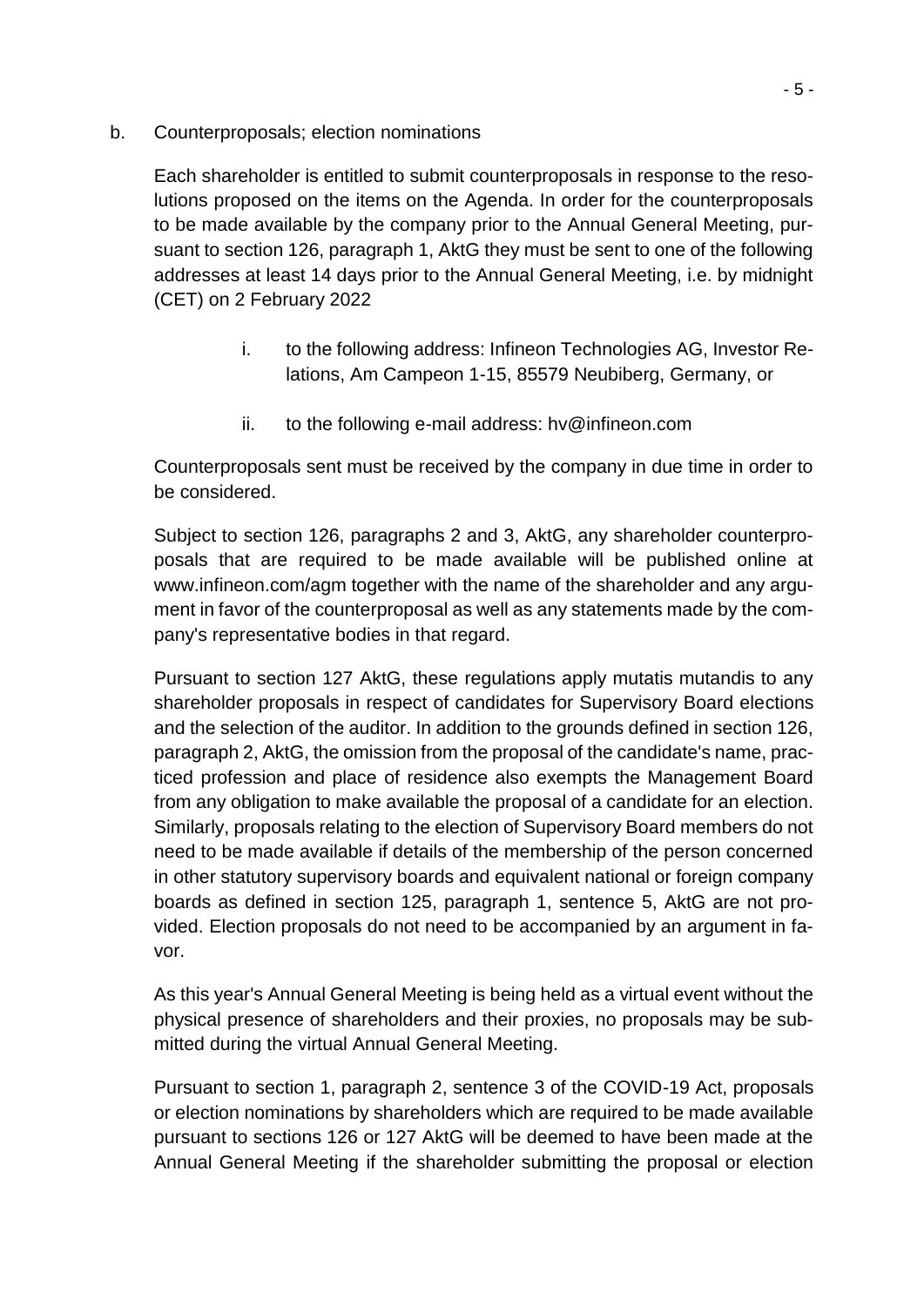b. Counterproposals; election nominations

Each shareholder is entitled to submit counterproposals in response to the resolutions proposed on the items on the Agenda. In order for the counterproposals to be made available by the company prior to the Annual General Meeting, pursuant to section 126, paragraph 1, AktG they must be sent to one of the following addresses at least 14 days prior to the Annual General Meeting, i.e. by midnight (CET) on 2 February 2022

i. to the following address: Infineon Technologies AG, Investor Relations, Am Campeon 1-15, 85579 Neubiberg, Germany, or

ii. to the following e-mail address: hv@infineon.com

Counterproposals sent must be received by the company in due time in order to be considered.

Subject to section 126, paragraphs 2 and 3, AktG, any shareholder counterproposals that are required to be made available will be published online at www.infineon.com/agm together with the name of the shareholder and any argument in favor of the counterproposal as well as any statements made by the company's representative bodies in that regard.

Pursuant to section 127 AktG, these regulations apply mutatis mutandis to any shareholder proposals in respect of candidates for Supervisory Board elections and the selection of the auditor. In addition to the grounds defined in section 126, paragraph 2, AktG, the omission from the proposal of the candidate's name, practiced profession and place of residence also exempts the Management Board from any obligation to make available the proposal of a candidate for an election. Similarly, proposals relating to the election of Supervisory Board members do not need to be made available if details of the membership of the person concerned in other statutory supervisory boards and equivalent national or foreign company boards as defined in section 125, paragraph 1, sentence 5, AktG are not provided. Election proposals do not need to be accompanied by an argument in favor.

As this year's Annual General Meeting is being held as a virtual event without the physical presence of shareholders and their proxies, no proposals may be submitted during the virtual Annual General Meeting.

Pursuant to section 1, paragraph 2, sentence 3 of the COVID-19 Act, proposals or election nominations by shareholders which are required to be made available pursuant to sections 126 or 127 AktG will be deemed to have been made at the Annual General Meeting if the shareholder submitting the proposal or election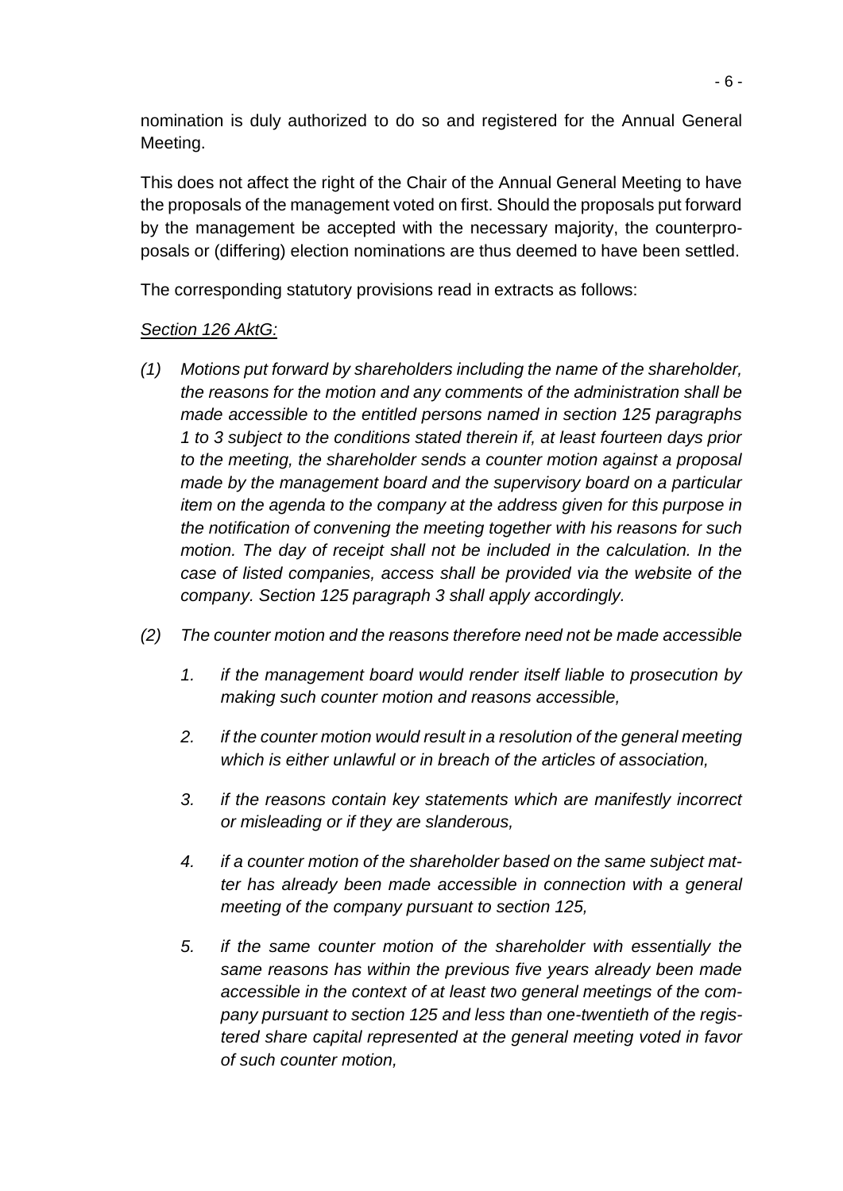nomination is duly authorized to do so and registered for the Annual General Meeting.

This does not affect the right of the Chair of the Annual General Meeting to have the proposals of the management voted on first. Should the proposals put forward by the management be accepted with the necessary majority, the counterproposals or (differing) election nominations are thus deemed to have been settled.

The corresponding statutory provisions read in extracts as follows:

*Section 126 AktG:*

*(1) Motions put forward by shareholders including the name of the shareholder, the reasons for the motion and any comments of the administration shall be made accessible to the entitled persons named in section 125 paragraphs 1 to 3 subject to the conditions stated therein if, at least fourteen days prior to the meeting, the shareholder sends a counter motion against a proposal made by the management board and the supervisory board on a particular item on the agenda to the company at the address given for this purpose in the notification of convening the meeting together with his reasons for such motion. The day of receipt shall not be included in the calculation. In the case of listed companies, access shall be provided via the website of the company. Section 125 paragraph 3 shall apply accordingly.*

*(2) The counter motion and the reasons therefore need not be made accessible*

*1. if the management board would render itself liable to prosecution by making such counter motion and reasons accessible,*

*2. if the counter motion would result in a resolution of the general meeting which is either unlawful or in breach of the articles of association,*

*3. if the reasons contain key statements which are manifestly incorrect or misleading or if they are slanderous,*

*4. if a counter motion of the shareholder based on the same subject matter has already been made accessible in connection with a general meeting of the company pursuant to section 125,*

*5. if the same counter motion of the shareholder with essentially the same reasons has within the previous five years already been made accessible in the context of at least two general meetings of the company pursuant to section 125 and less than one-twentieth of the registered share capital represented at the general meeting voted in favor of such counter motion,*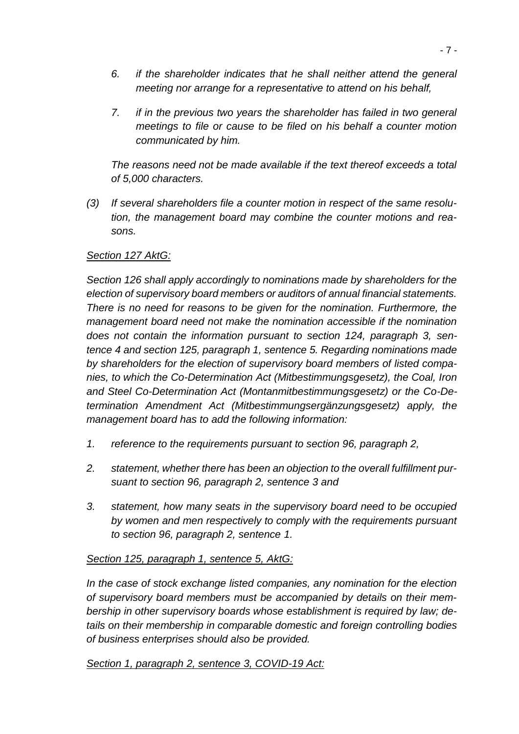*6. if the shareholder indicates that he shall neither attend the general meeting nor arrange for a representative to attend on his behalf,*

*7. if in the previous two years the shareholder has failed in two general meetings to file or cause to be filed on his behalf a counter motion communicated by him.*

*The reasons need not be made available if the text thereof exceeds a total of 5,000 characters.*

*(3) If several shareholders file a counter motion in respect of the same resolution, the management board may combine the counter motions and reasons.*

*<u>Section 127 AktG:</u>*

*Section 126 shall apply accordingly to nominations made by shareholders for the election of supervisory board members or auditors of annual financial statements. There is no need for reasons to be given for the nomination. Furthermore, the management board need not make the nomination accessible if the nomination does not contain the information pursuant to section 124, paragraph 3, sentence 4 and section 125, paragraph 1, sentence 5. Regarding nominations made by shareholders for the election of supervisory board members of listed companies, to which the Co-Determination Act (Mitbestimmungsgesetz), the Coal, Iron and Steel Co-Determination Act (Montanmitbestimmungsgesetz) or the Co-Determination Amendment Act (Mitbestimmungsergänzungsgesetz) apply, the management board has to add the following information:*

*1. reference to the requirements pursuant to section 96, paragraph 2,*

*2. statement, whether there has been an objection to the overall fulfillment pursuant to section 96, paragraph 2, sentence 3 and*

*3. statement, how many seats in the supervisory board need to be occupied by women and men respectively to comply with the requirements pursuant to section 96, paragraph 2, sentence 1.*

*<u>Section 125, paragraph 1, sentence 5, AktG:</u>*

*In the case of stock exchange listed companies, any nomination for the election of supervisory board members must be accompanied by details on their membership in other supervisory boards whose establishment is required by law; details on their membership in comparable domestic and foreign controlling bodies of business enterprises should also be provided.*

*<u>Section 1, paragraph 2, sentence 3, COVID-19 Act:</u>*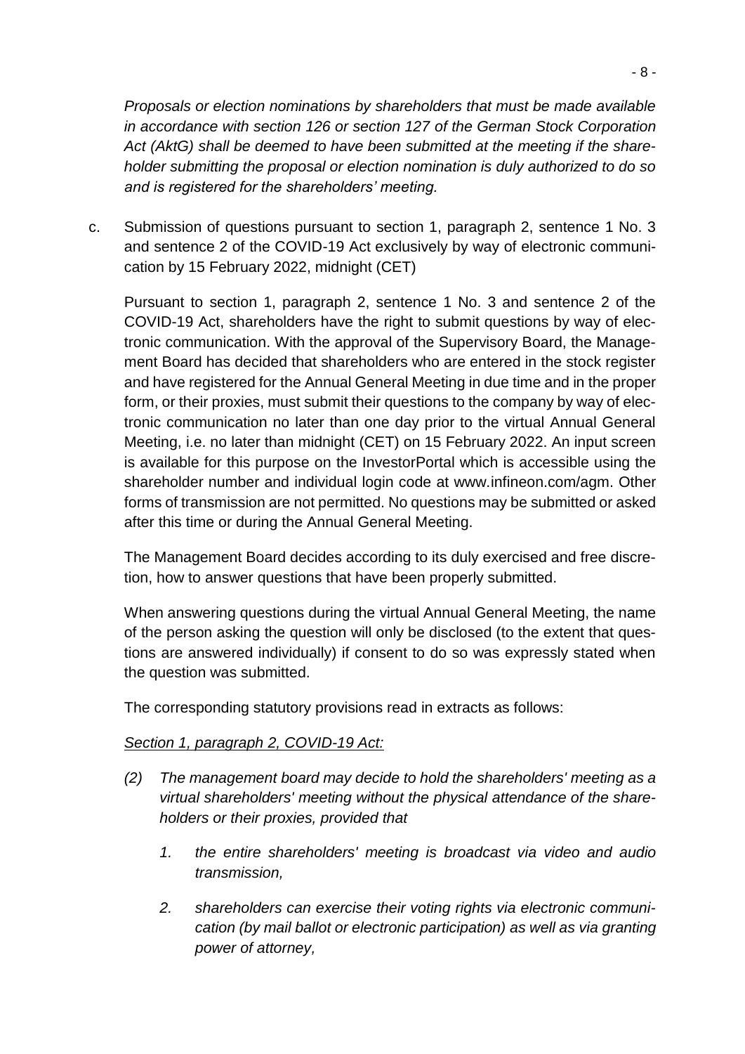*Proposals or election nominations by shareholders that must be made available in accordance with section 126 or section 127 of the German Stock Corporation Act (AktG) shall be deemed to have been submitted at the meeting if the shareholder submitting the proposal or election nomination is duly authorized to do so and is registered for the shareholders' meeting.*

c. Submission of questions pursuant to section 1, paragraph 2, sentence 1 No. 3 and sentence 2 of the COVID-19 Act exclusively by way of electronic communication by 15 February 2022, midnight (CET)

Pursuant to section 1, paragraph 2, sentence 1 No. 3 and sentence 2 of the COVID-19 Act, shareholders have the right to submit questions by way of electronic communication. With the approval of the Supervisory Board, the Management Board has decided that shareholders who are entered in the stock register and have registered for the Annual General Meeting in due time and in the proper form, or their proxies, must submit their questions to the company by way of electronic communication no later than one day prior to the virtual Annual General Meeting, i.e. no later than midnight (CET) on 15 February 2022. An input screen is available for this purpose on the InvestorPortal which is accessible using the shareholder number and individual login code at www.infineon.com/agm. Other forms of transmission are not permitted. No questions may be submitted or asked after this time or during the Annual General Meeting.

The Management Board decides according to its duly exercised and free discretion, how to answer questions that have been properly submitted.

When answering questions during the virtual Annual General Meeting, the name of the person asking the question will only be disclosed (to the extent that questions are answered individually) if consent to do so was expressly stated when the question was submitted.

The corresponding statutory provisions read in extracts as follows:

*Section 1, paragraph 2, COVID-19 Act:*

*(2) The management board may decide to hold the shareholders' meeting as a virtual shareholders' meeting without the physical attendance of the shareholders or their proxies, provided that*

*1. the entire shareholders' meeting is broadcast via video and audio transmission,*

*2. shareholders can exercise their voting rights via electronic communication (by mail ballot or electronic participation) as well as via granting power of attorney,*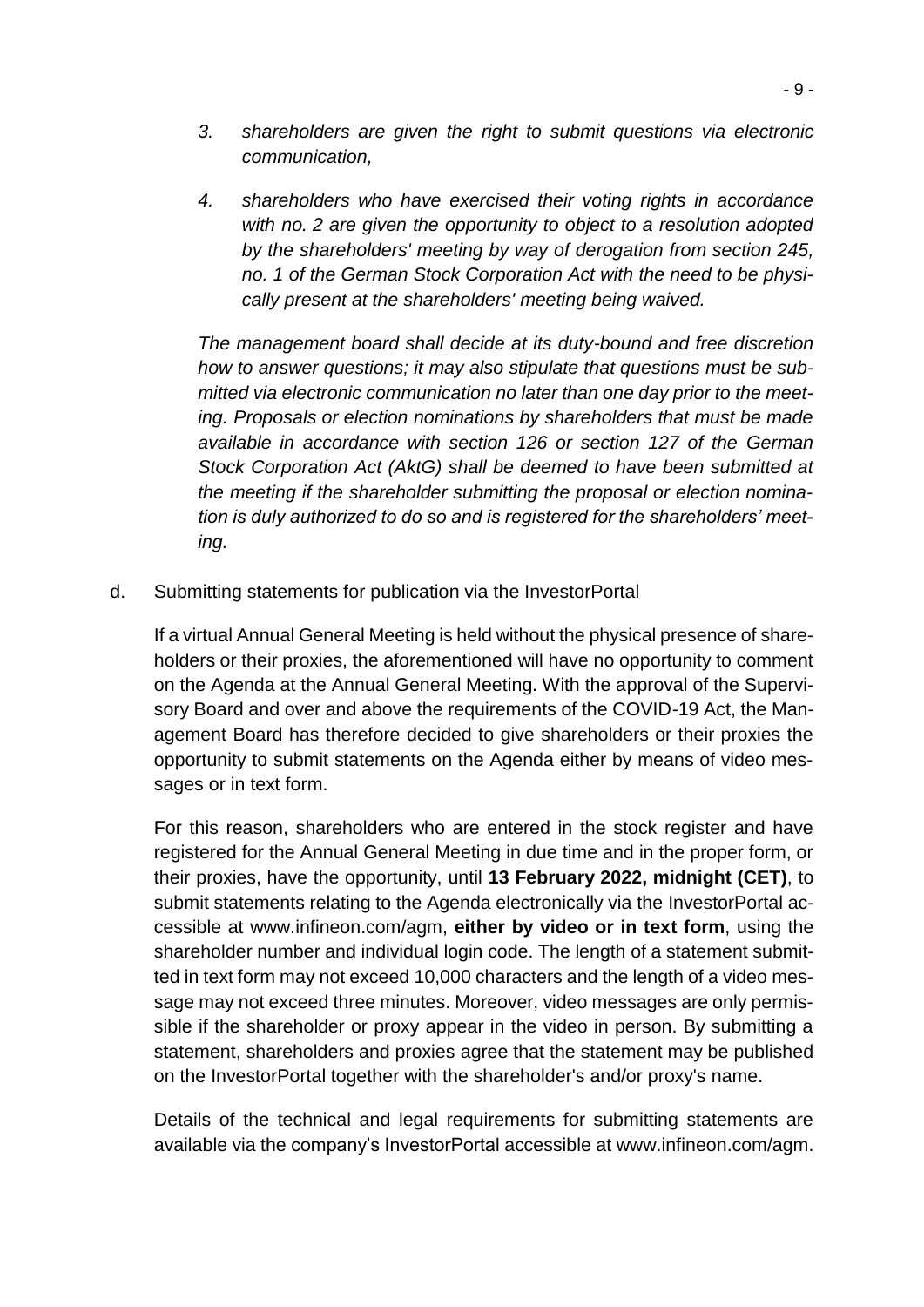3. *shareholders are given the right to submit questions via electronic communication,*

4. *shareholders who have exercised their voting rights in accordance with no. 2 are given the opportunity to object to a resolution adopted by the shareholders' meeting by way of derogation from section 245, no. 1 of the German Stock Corporation Act with the need to be physically present at the shareholders' meeting being waived.*

*The management board shall decide at its duty-bound and free discretion how to answer questions; it may also stipulate that questions must be submitted via electronic communication no later than one day prior to the meeting. Proposals or election nominations by shareholders that must be made available in accordance with section 126 or section 127 of the German Stock Corporation Act (AktG) shall be deemed to have been submitted at the meeting if the shareholder submitting the proposal or election nomination is duly authorized to do so and is registered for the shareholders' meeting.*

d. Submitting statements for publication via the InvestorPortal

If a virtual Annual General Meeting is held without the physical presence of shareholders or their proxies, the aforementioned will have no opportunity to comment on the Agenda at the Annual General Meeting. With the approval of the Supervisory Board and over and above the requirements of the COVID-19 Act, the Management Board has therefore decided to give shareholders or their proxies the opportunity to submit statements on the Agenda either by means of video messages or in text form.

For this reason, shareholders who are entered in the stock register and have registered for the Annual General Meeting in due time and in the proper form, or their proxies, have the opportunity, until **13 February 2022, midnight (CET)**, to submit statements relating to the Agenda electronically via the InvestorPortal accessible at www.infineon.com/agm, **either by video or in text form**, using the shareholder number and individual login code. The length of a statement submitted in text form may not exceed 10,000 characters and the length of a video message may not exceed three minutes. Moreover, video messages are only permissible if the shareholder or proxy appear in the video in person. By submitting a statement, shareholders and proxies agree that the statement may be published on the InvestorPortal together with the shareholder's and/or proxy's name.

Details of the technical and legal requirements for submitting statements are available via the company's InvestorPortal accessible at www.infineon.com/agm.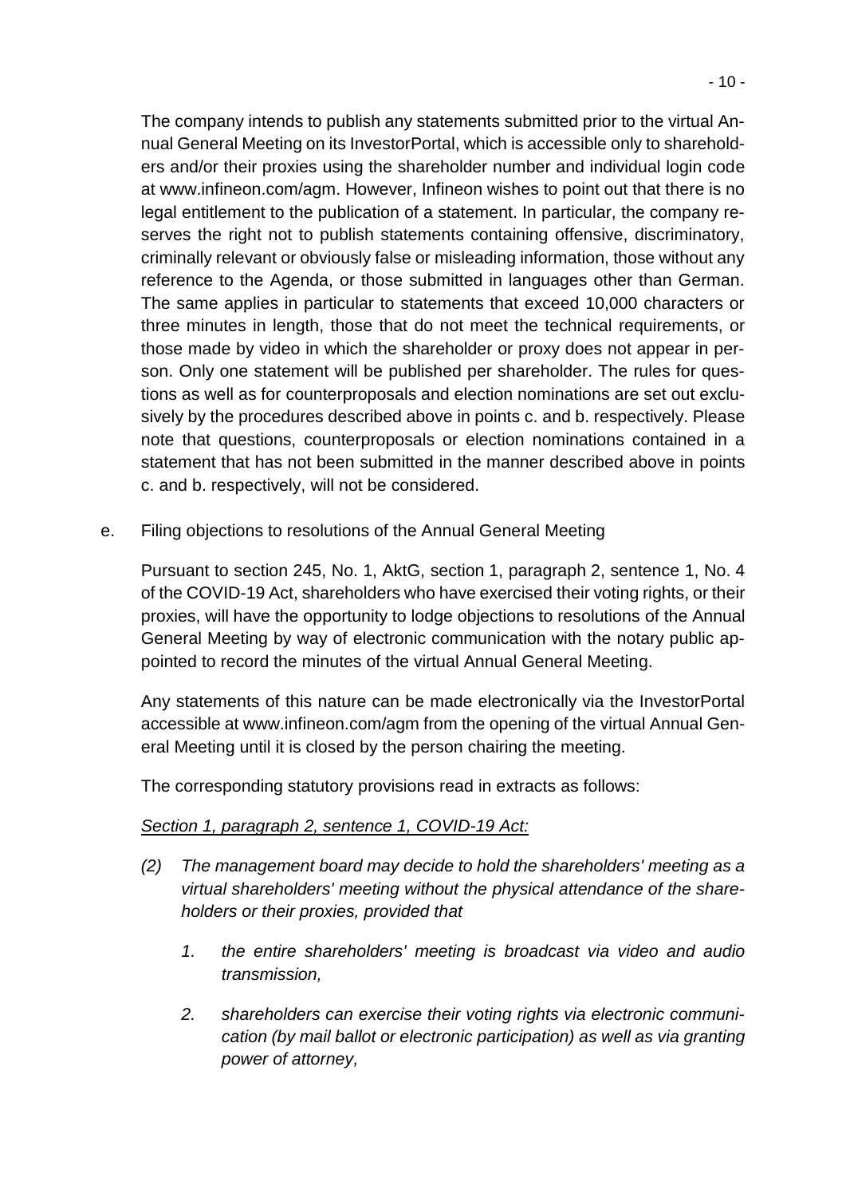The company intends to publish any statements submitted prior to the virtual Annual General Meeting on its InvestorPortal, which is accessible only to shareholders and/or their proxies using the shareholder number and individual login code at www.infineon.com/agm. However, Infineon wishes to point out that there is no legal entitlement to the publication of a statement. In particular, the company reserves the right not to publish statements containing offensive, discriminatory, criminally relevant or obviously false or misleading information, those without any reference to the Agenda, or those submitted in languages other than German. The same applies in particular to statements that exceed 10,000 characters or three minutes in length, those that do not meet the technical requirements, or those made by video in which the shareholder or proxy does not appear in person. Only one statement will be published per shareholder. The rules for questions as well as for counterproposals and election nominations are set out exclusively by the procedures described above in points c. and b. respectively. Please note that questions, counterproposals or election nominations contained in a statement that has not been submitted in the manner described above in points c. and b. respectively, will not be considered.

e. Filing objections to resolutions of the Annual General Meeting

Pursuant to section 245, No. 1, AktG, section 1, paragraph 2, sentence 1, No. 4 of the COVID-19 Act, shareholders who have exercised their voting rights, or their proxies, will have the opportunity to lodge objections to resolutions of the Annual General Meeting by way of electronic communication with the notary public appointed to record the minutes of the virtual Annual General Meeting.

Any statements of this nature can be made electronically via the InvestorPortal accessible at www.infineon.com/agm from the opening of the virtual Annual General Meeting until it is closed by the person chairing the meeting.

The corresponding statutory provisions read in extracts as follows:

*Section 1, paragraph 2, sentence 1, COVID-19 Act:*

*(2) The management board may decide to hold the shareholders' meeting as a virtual shareholders' meeting without the physical attendance of the shareholders or their proxies, provided that*

*1. the entire shareholders' meeting is broadcast via video and audio transmission,*

*2. shareholders can exercise their voting rights via electronic communication (by mail ballot or electronic participation) as well as via granting power of attorney,*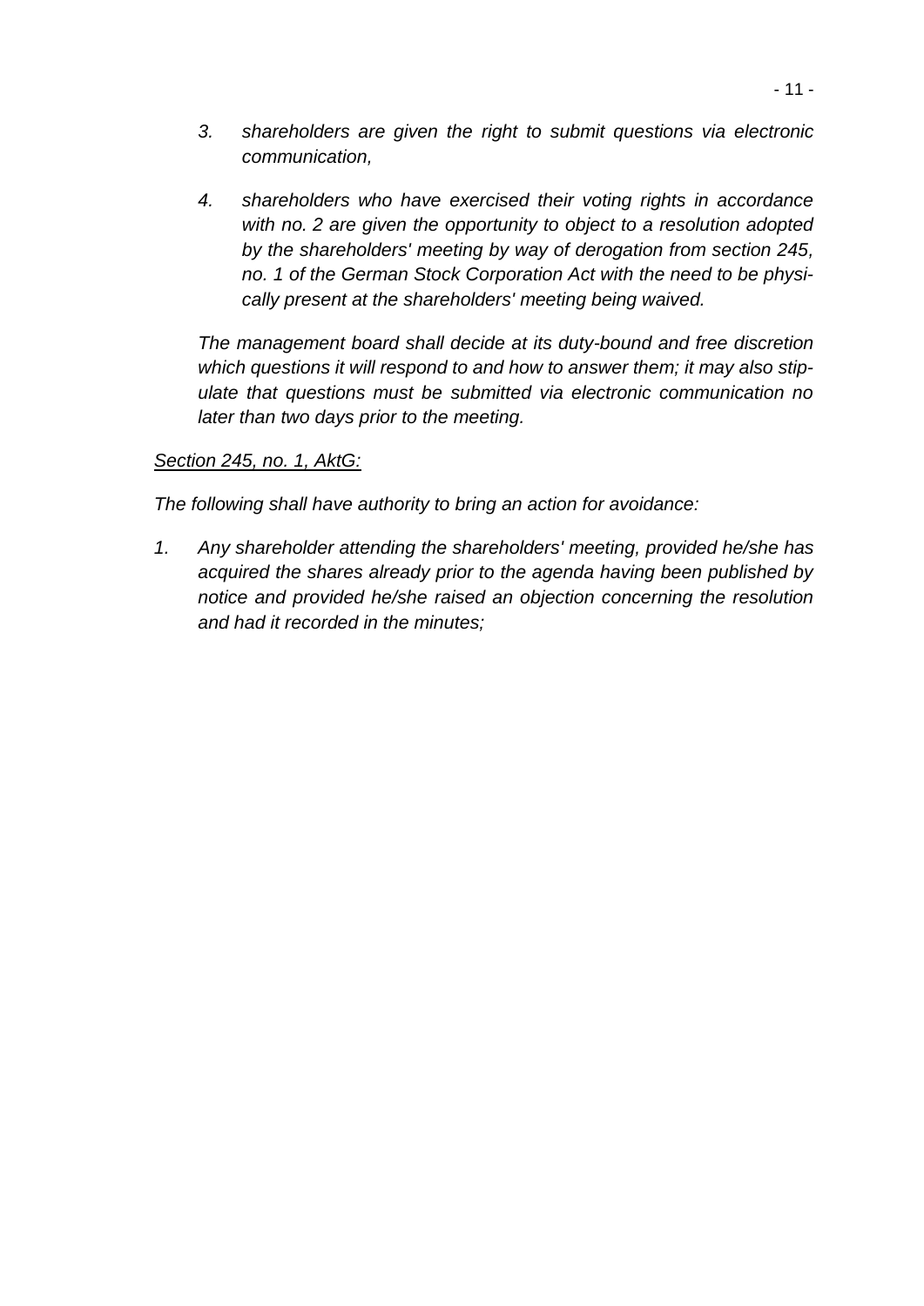3. *shareholders are given the right to submit questions via electronic communication,*

4. *shareholders who have exercised their voting rights in accordance with no. 2 are given the opportunity to object to a resolution adopted by the shareholders' meeting by way of derogation from section 245, no. 1 of the German Stock Corporation Act with the need to be physically present at the shareholders' meeting being waived.*

*The management board shall decide at its duty-bound and free discretion which questions it will respond to and how to answer them; it may also stipulate that questions must be submitted via electronic communication no later than two days prior to the meeting.*

<u>*Section 245, no. 1, AktG:*</u>

*The following shall have authority to bring an action for avoidance:*

1. *Any shareholder attending the shareholders' meeting, provided he/she has acquired the shares already prior to the agenda having been published by notice and provided he/she raised an objection concerning the resolution and had it recorded in the minutes;*